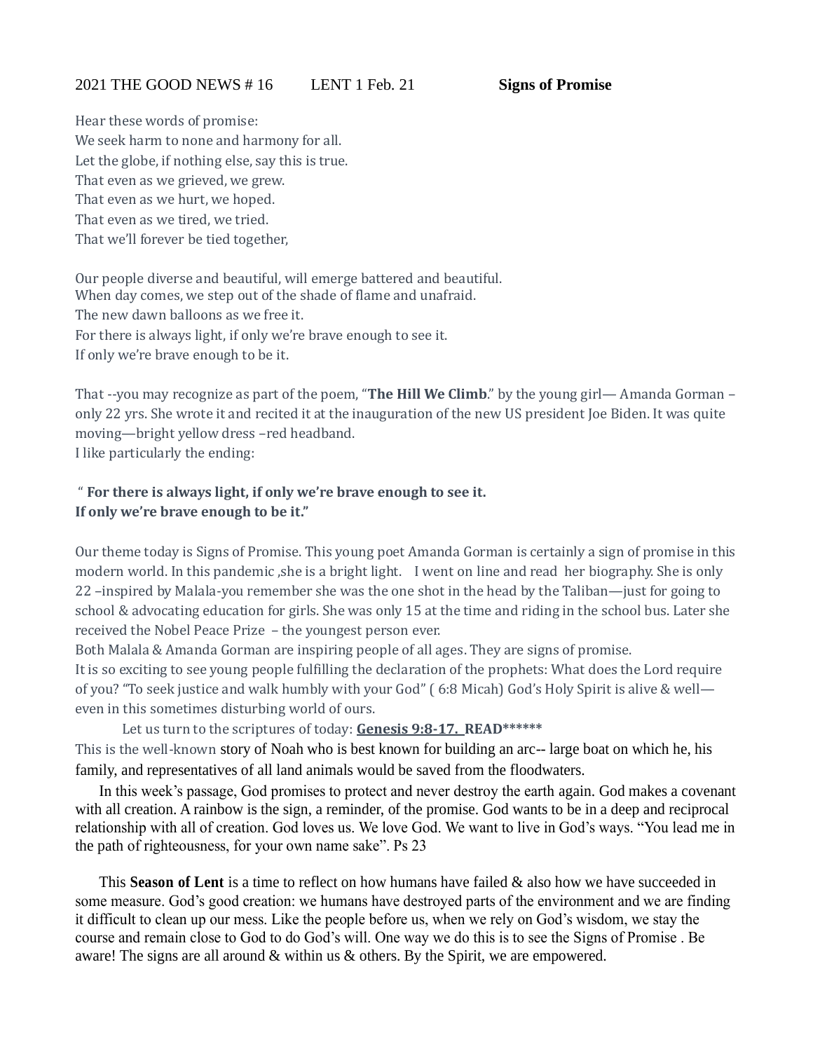2021 THE GOOD NEWS # 16 LENT 1 Feb. 21 **Signs of Promise**

Hear these words of promise:
We seek harm to none and harmony for all.
Let the globe, if nothing else, say this is true.
That even as we grieved, we grew.
That even as we hurt, we hoped.
That even as we tired, we tried.
That we'll forever be tied together,

Our people diverse and beautiful, will emerge battered and beautiful.
When day comes, we step out of the shade of flame and unafraid.
The new dawn balloons as we free it.
For there is always light, if only we're brave enough to see it.
If only we're brave enough to be it.

That --you may recognize as part of the poem, "**The Hill We Climb**." by the young girl— Amanda Gorman – only 22 yrs. She wrote it and recited it at the inauguration of the new US president Joe Biden. It was quite moving—bright yellow dress –red headband.
I like particularly the ending:

" **For there is always light, if only we're brave enough to see it.
If only we're brave enough to be it."**

Our theme today is Signs of Promise. This young poet Amanda Gorman is certainly a sign of promise in this modern world. In this pandemic ,she is a bright light. I went on line and read her biography. She is only 22 –inspired by Malala-you remember she was the one shot in the head by the Taliban—just for going to school & advocating education for girls. She was only 15 at the time and riding in the school bus. Later she received the Nobel Peace Prize – the youngest person ever.
Both Malala & Amanda Gorman are inspiring people of all ages. They are signs of promise.
It is so exciting to see young people fulfilling the declaration of the prophets: What does the Lord require of you? "To seek justice and walk humbly with your God" ( 6:8 Micah) God's Holy Spirit is alive & well—even in this sometimes disturbing world of ours.

Let us turn to the scriptures of today: **Genesis 9:8-17. READ******
This is the well-known story of Noah who is best known for building an arc-- large boat on which he, his family, and representatives of all land animals would be saved from the floodwaters.

In this week's passage, God promises to protect and never destroy the earth again. God makes a covenant with all creation. A rainbow is the sign, a reminder, of the promise. God wants to be in a deep and reciprocal relationship with all of creation. God loves us. We love God. We want to live in God's ways. "You lead me in the path of righteousness, for your own name sake". Ps 23

This **Season of Lent** is a time to reflect on how humans have failed & also how we have succeeded in some measure. God's good creation: we humans have destroyed parts of the environment and we are finding it difficult to clean up our mess. Like the people before us, when we rely on God's wisdom, we stay the course and remain close to God to do God's will. One way we do this is to see the Signs of Promise . Be aware! The signs are all around & within us & others. By the Spirit, we are empowered.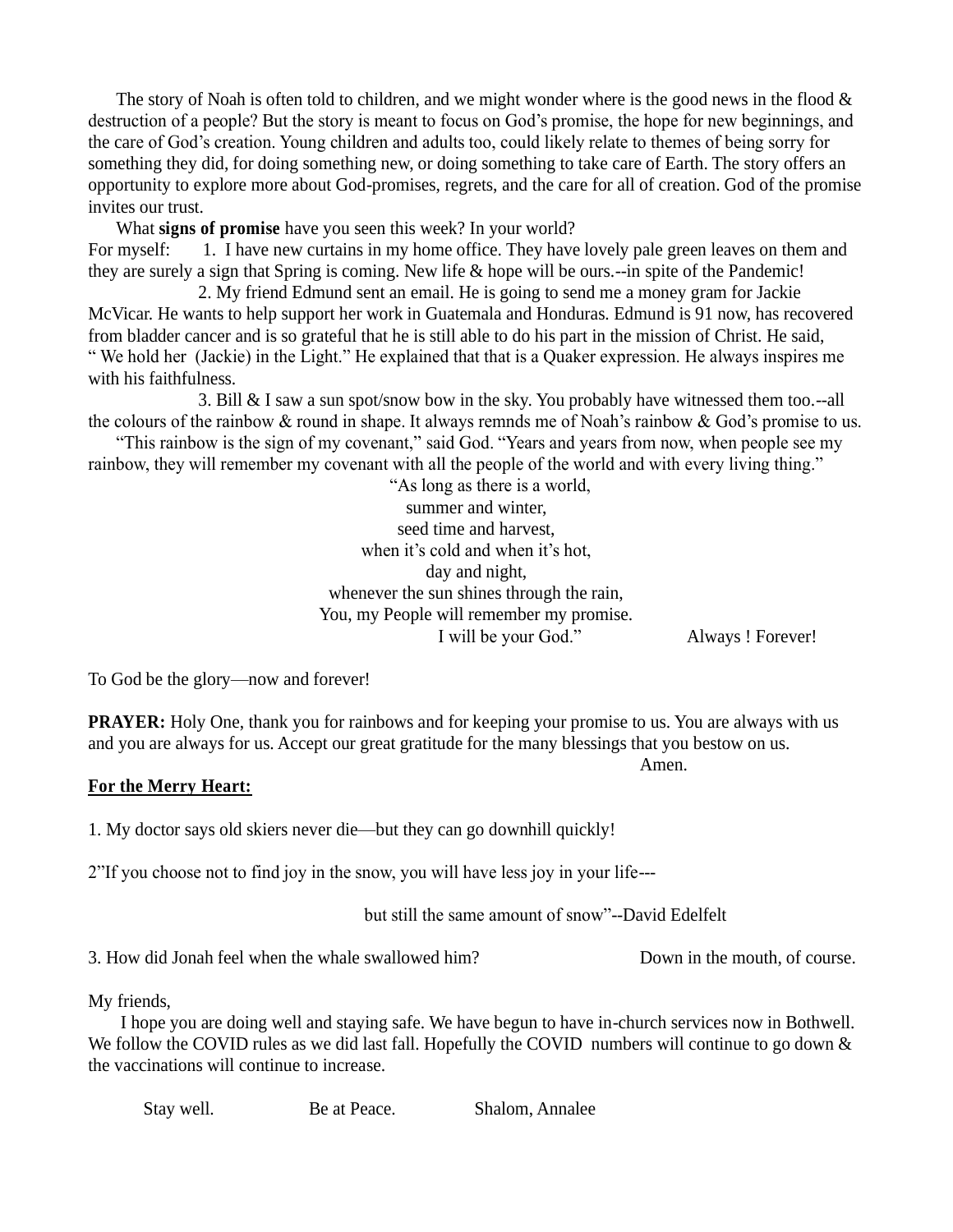The story of Noah is often told to children, and we might wonder where is the good news in the flood & destruction of a people? But the story is meant to focus on God's promise, the hope for new beginnings, and the care of God's creation. Young children and adults too, could likely relate to themes of being sorry for something they did, for doing something new, or doing something to take care of Earth. The story offers an opportunity to explore more about God-promises, regrets, and the care for all of creation. God of the promise invites our trust.

What **signs of promise** have you seen this week? In your world?

For myself:

1. I have new curtains in my home office. They have lovely pale green leaves on them and they are surely a sign that Spring is coming. New life & hope will be ours.--in spite of the Pandemic!
2. My friend Edmund sent an email. He is going to send me a money gram for Jackie McVicar. He wants to help support her work in Guatemala and Honduras. Edmund is 91 now, has recovered from bladder cancer and is so grateful that he is still able to do his part in the mission of Christ. He said, " We hold her (Jackie) in the Light." He explained that that is a Quaker expression. He always inspires me with his faithfulness.
3. Bill & I saw a sun spot/snow bow in the sky. You probably have witnessed them too.--all the colours of the rainbow & round in shape. It always remnds me of Noah's rainbow & God's promise to us.

"This rainbow is the sign of my covenant," said God. "Years and years from now, when people see my rainbow, they will remember my covenant with all the people of the world and with every living thing."

"As long as there is a world,
summer and winter,
seed time and harvest,
when it's cold and when it's hot,
day and night,
whenever the sun shines through the rain,
You, my People will remember my promise.
I will be your God." Always ! Forever!

To God be the glory—now and forever!

**PRAYER:** Holy One, thank you for rainbows and for keeping your promise to us. You are always with us and you are always for us. Accept our great gratitude for the many blessings that you bestow on us.

Amen.

**For the Merry Heart:**

1. My doctor says old skiers never die—but they can go downhill quickly!

2"If you choose not to find joy in the snow, you will have less joy in your life---

but still the same amount of snow"--David Edelfelt

3. How did Jonah feel when the whale swallowed him? Down in the mouth, of course.

My friends,

I hope you are doing well and staying safe. We have begun to have in-church services now in Bothwell. We follow the COVID rules as we did last fall. Hopefully the COVID numbers will continue to go down & the vaccinations will continue to increase.

Stay well. Be at Peace. Shalom, Annalee